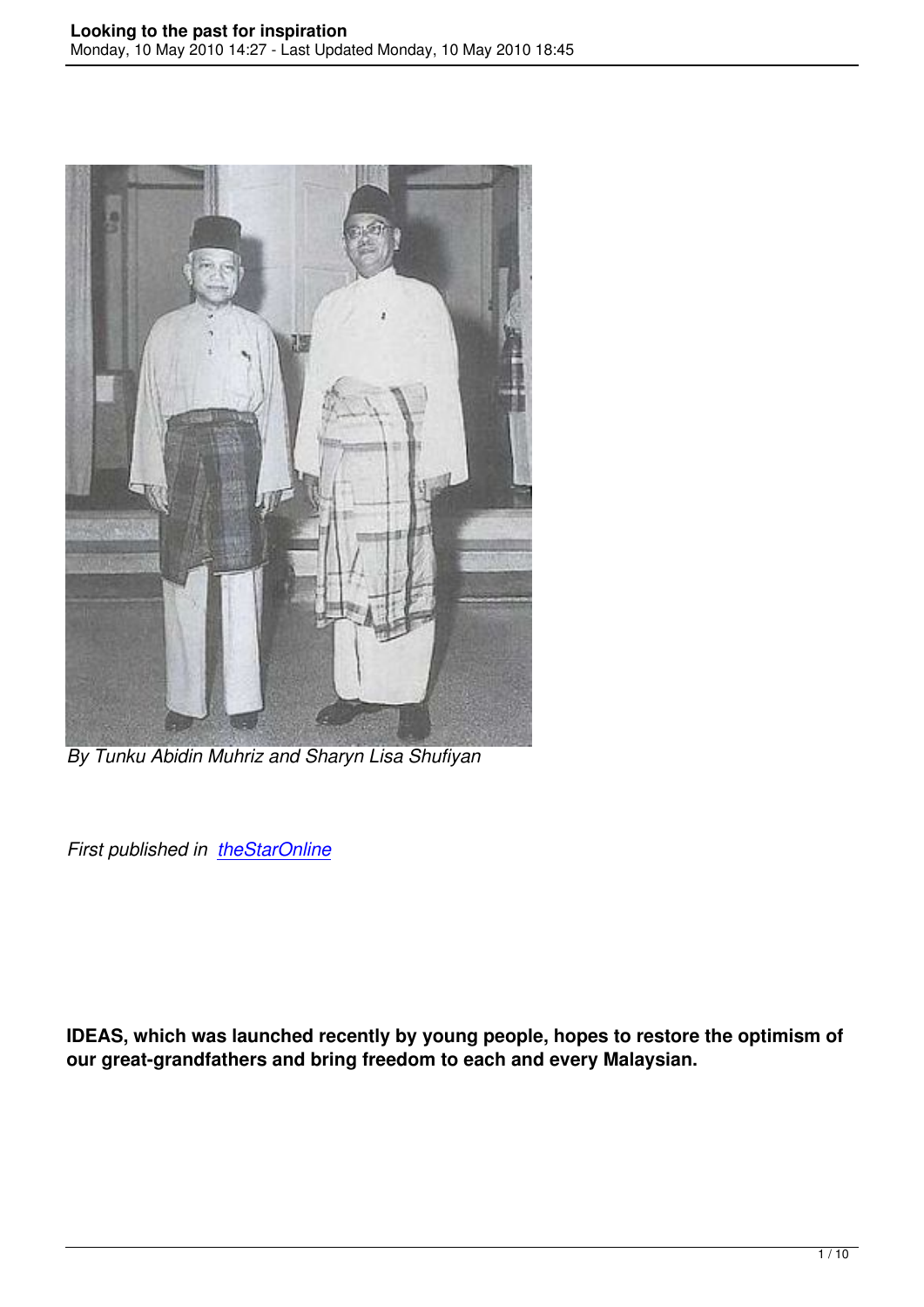*By Tunku Abidin Muhriz and Sharyn Lisa Shufiyan*

*First published in [theStarOnline]*

**IDEAS, which was launched recently by young people, hopes to restore the optimism of our great-grandfathers and bring freedom to each and every Malaysian.**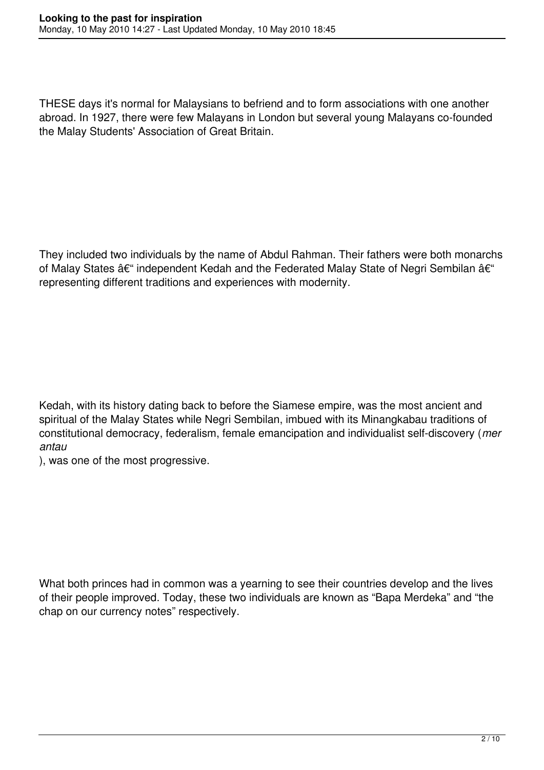THESE days it's normal for Malaysians to befriend and to form associations with one another abroad. In 1927, there were few Malayans in London but several young Malayans co-founded the Malay Students' Association of Great Britain.

They included two individuals by the name of Abdul Rahman. Their fathers were both monarchs of Malay States â€“ independent Kedah and the Federated Malay State of Negri Sembilan â€“ representing different traditions and experiences with modernity.

Kedah, with its history dating back to before the Siamese empire, was the most ancient and spiritual of the Malay States while Negri Sembilan, imbued with its Minangkabau traditions of constitutional democracy, federalism, female emancipation and individualist self-discovery (*merantau*), was one of the most progressive.

What both princes had in common was a yearning to see their countries develop and the lives of their people improved. Today, these two individuals are known as "Bapa Merdeka" and "the chap on our currency notes" respectively.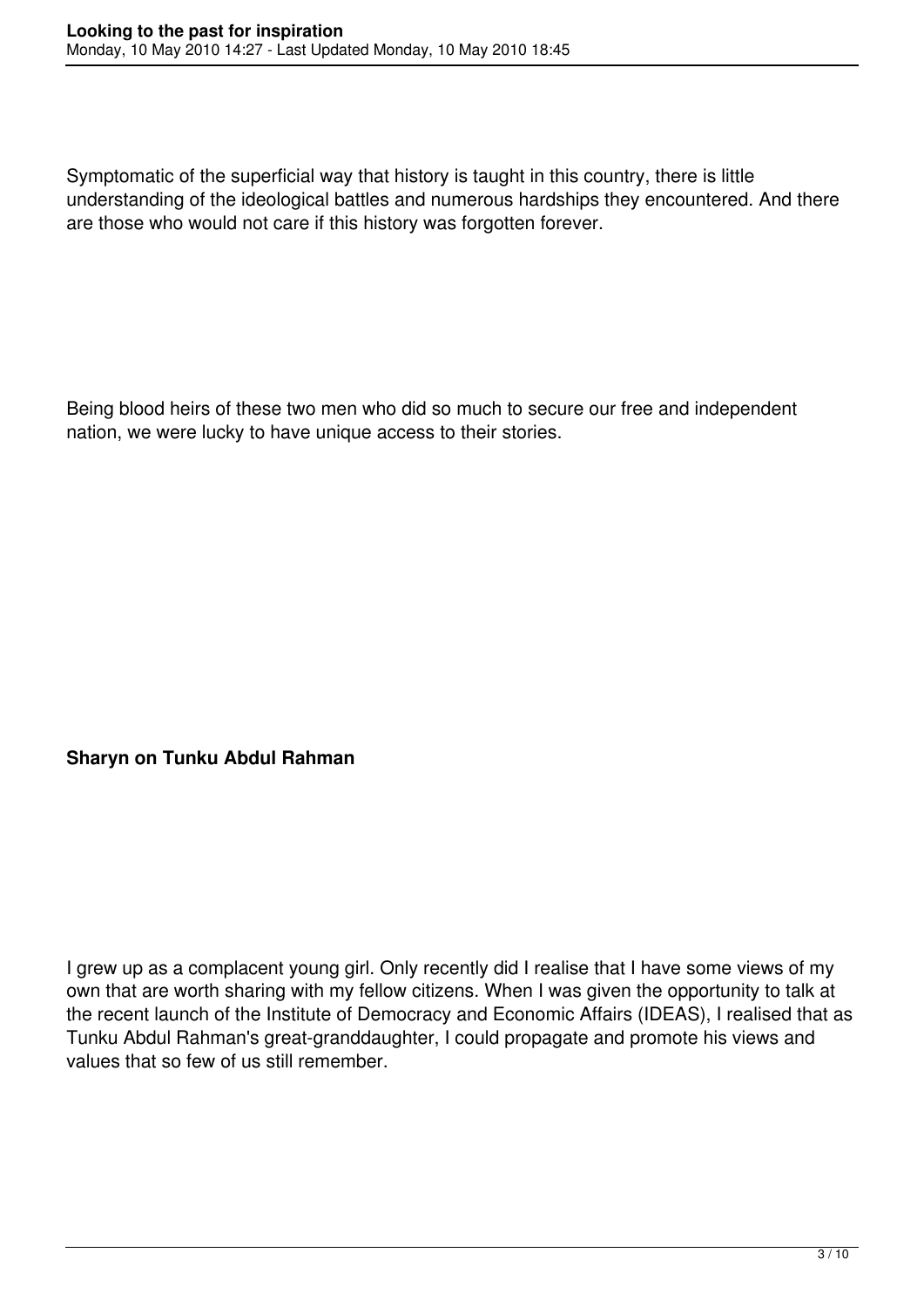Symptomatic of the superficial way that history is taught in this country, there is little understanding of the ideological battles and numerous hardships they encountered. And there are those who would not care if this history was forgotten forever.

Being blood heirs of these two men who did so much to secure our free and independent nation, we were lucky to have unique access to their stories.

**Sharyn on Tunku Abdul Rahman**

I grew up as a complacent young girl. Only recently did I realise that I have some views of my own that are worth sharing with my fellow citizens. When I was given the opportunity to talk at the recent launch of the Institute of Democracy and Economic Affairs (IDEAS), I realised that as Tunku Abdul Rahman's great-granddaughter, I could propagate and promote his views and values that so few of us still remember.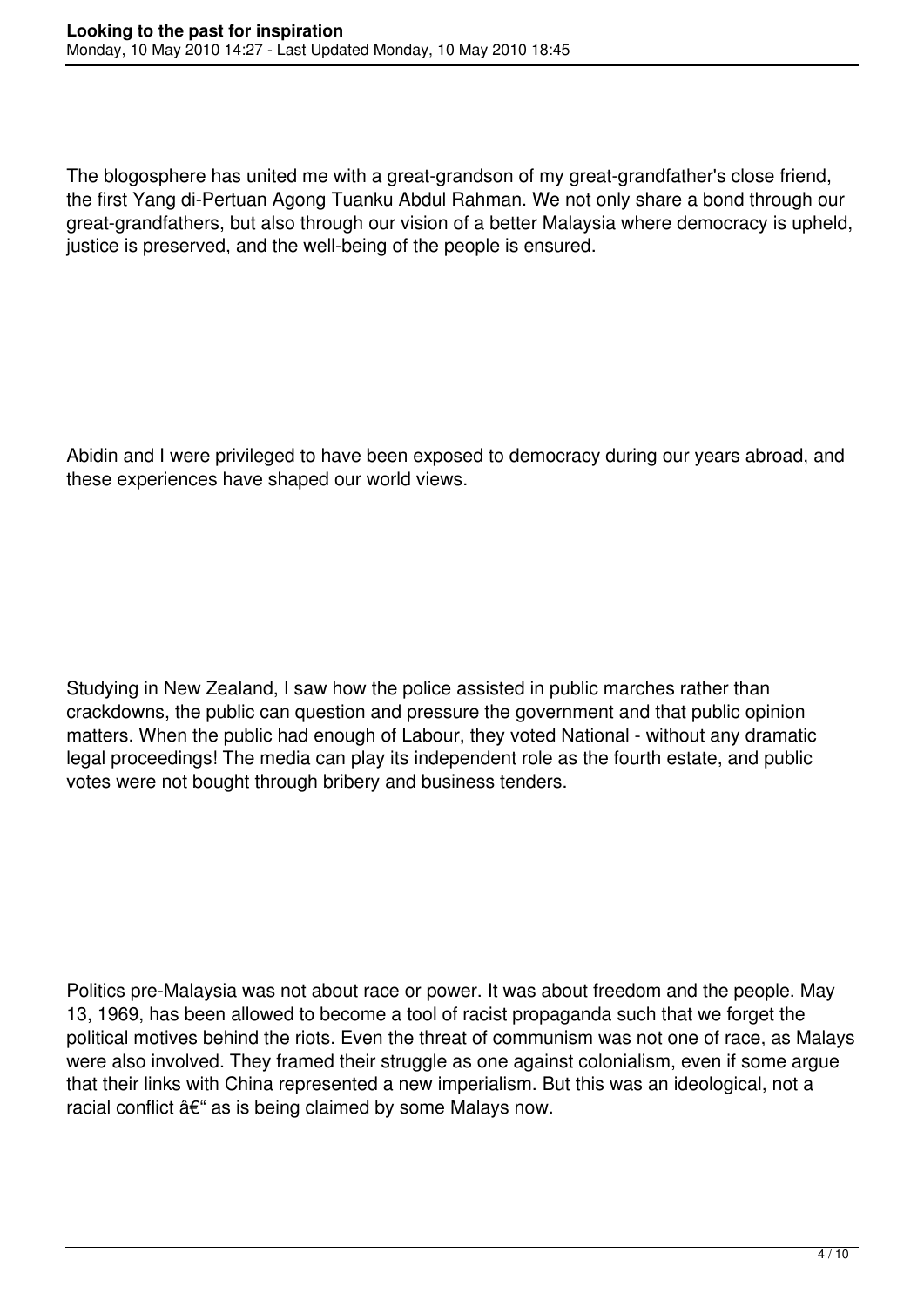The blogosphere has united me with a great-grandson of my great-grandfather's close friend, the first Yang di-Pertuan Agong Tuanku Abdul Rahman. We not only share a bond through our great-grandfathers, but also through our vision of a better Malaysia where democracy is upheld, justice is preserved, and the well-being of the people is ensured.

Abidin and I were privileged to have been exposed to democracy during our years abroad, and these experiences have shaped our world views.

Studying in New Zealand, I saw how the police assisted in public marches rather than crackdowns, the public can question and pressure the government and that public opinion matters. When the public had enough of Labour, they voted National - without any dramatic legal proceedings! The media can play its independent role as the fourth estate, and public votes were not bought through bribery and business tenders.

Politics pre-Malaysia was not about race or power. It was about freedom and the people. May 13, 1969, has been allowed to become a tool of racist propaganda such that we forget the political motives behind the riots. Even the threat of communism was not one of race, as Malays were also involved. They framed their struggle as one against colonialism, even if some argue that their links with China represented a new imperialism. But this was an ideological, not a racial conflict â€“ as is being claimed by some Malays now.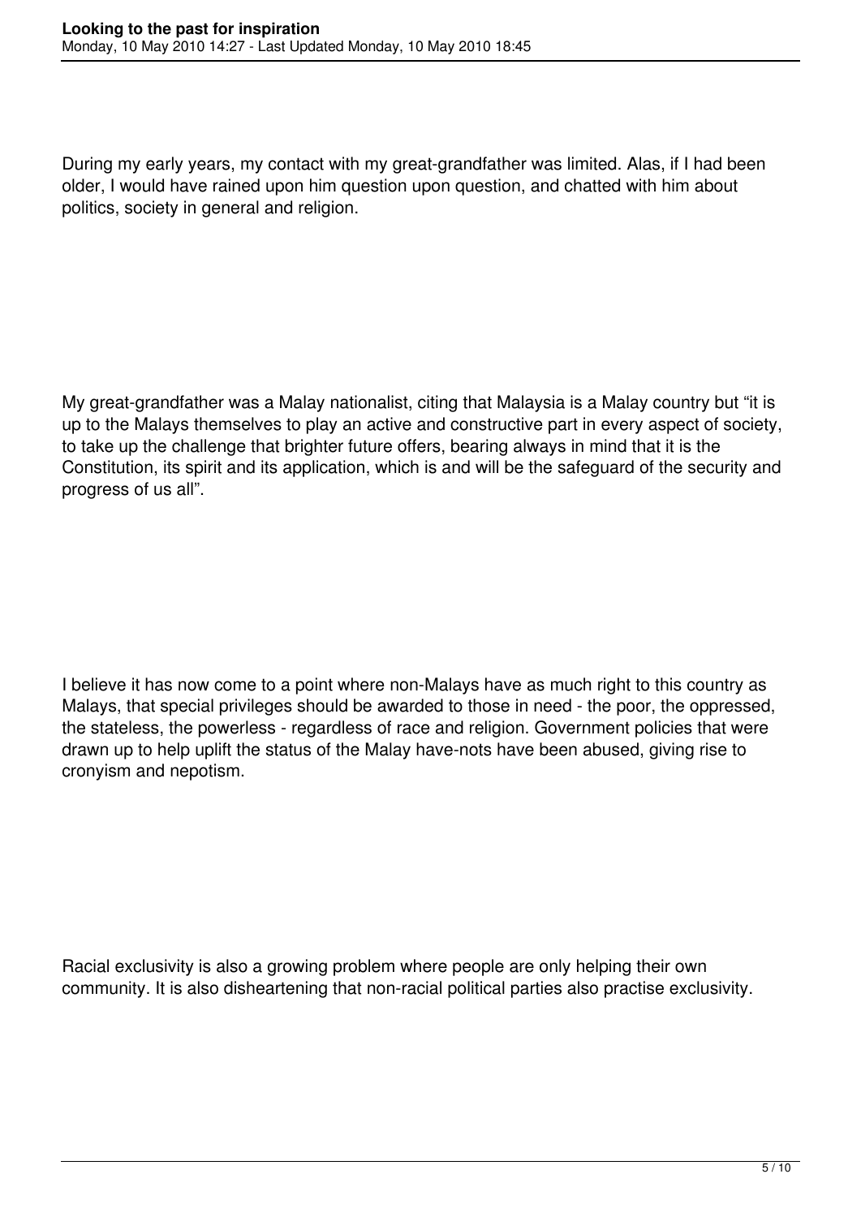During my early years, my contact with my great-grandfather was limited. Alas, if I had been older, I would have rained upon him question upon question, and chatted with him about politics, society in general and religion.

My great-grandfather was a Malay nationalist, citing that Malaysia is a Malay country but “it is up to the Malays themselves to play an active and constructive part in every aspect of society, to take up the challenge that brighter future offers, bearing always in mind that it is the Constitution, its spirit and its application, which is and will be the safeguard of the security and progress of us all”.

I believe it has now come to a point where non-Malays have as much right to this country as Malays, that special privileges should be awarded to those in need - the poor, the oppressed, the stateless, the powerless - regardless of race and religion. Government policies that were drawn up to help uplift the status of the Malay have-nots have been abused, giving rise to cronyism and nepotism.

Racial exclusivity is also a growing problem where people are only helping their own community. It is also disheartening that non-racial political parties also practise exclusivity.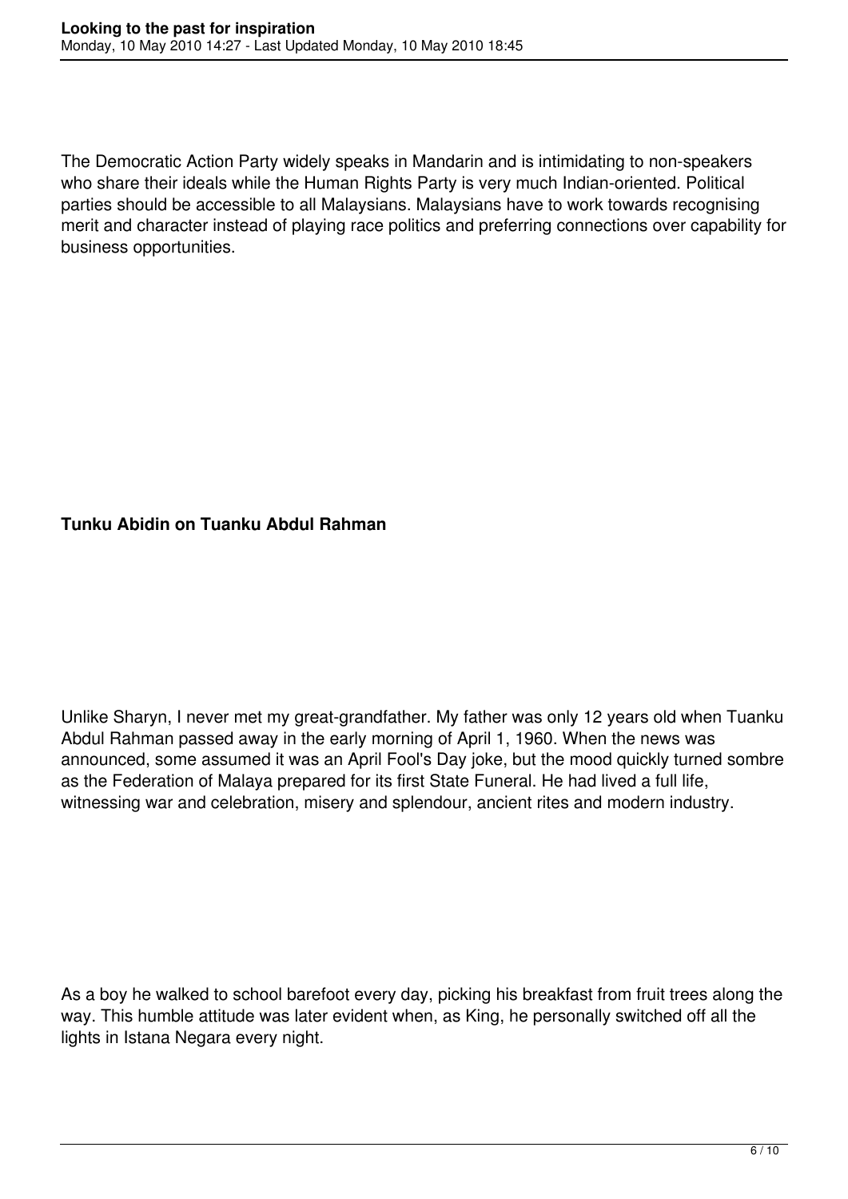The Democratic Action Party widely speaks in Mandarin and is intimidating to non-speakers who share their ideals while the Human Rights Party is very much Indian-oriented. Political parties should be accessible to all Malaysians. Malaysians have to work towards recognising merit and character instead of playing race politics and preferring connections over capability for business opportunities.

**Tunku Abidin on Tuanku Abdul Rahman**

Unlike Sharyn, I never met my great-grandfather. My father was only 12 years old when Tuanku Abdul Rahman passed away in the early morning of April 1, 1960. When the news was announced, some assumed it was an April Fool's Day joke, but the mood quickly turned sombre as the Federation of Malaya prepared for its first State Funeral. He had lived a full life, witnessing war and celebration, misery and splendour, ancient rites and modern industry.

As a boy he walked to school barefoot every day, picking his breakfast from fruit trees along the way. This humble attitude was later evident when, as King, he personally switched off all the lights in Istana Negara every night.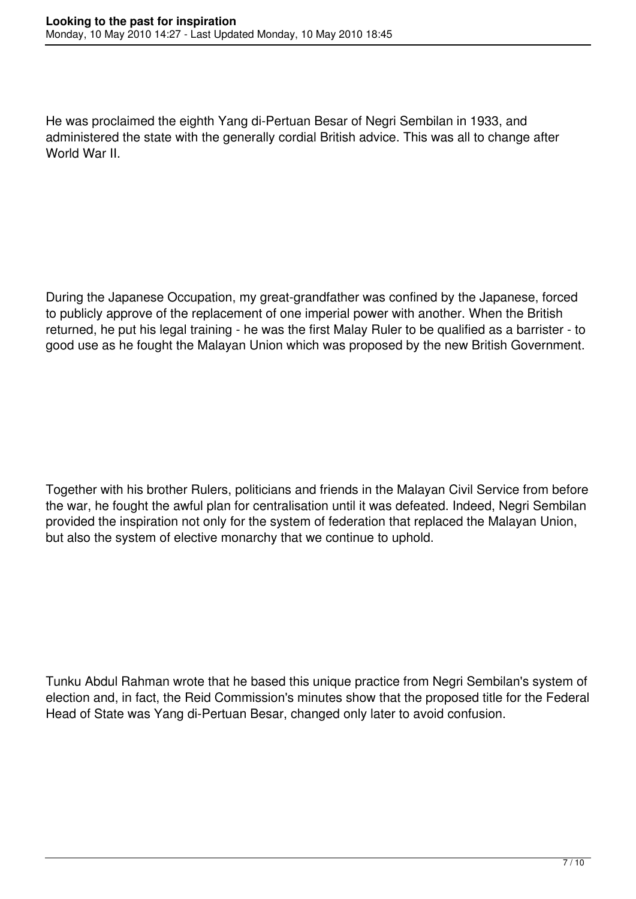He was proclaimed the eighth Yang di-Pertuan Besar of Negri Sembilan in 1933, and administered the state with the generally cordial British advice. This was all to change after World War II.

During the Japanese Occupation, my great-grandfather was confined by the Japanese, forced to publicly approve of the replacement of one imperial power with another. When the British returned, he put his legal training - he was the first Malay Ruler to be qualified as a barrister - to good use as he fought the Malayan Union which was proposed by the new British Government.

Together with his brother Rulers, politicians and friends in the Malayan Civil Service from before the war, he fought the awful plan for centralisation until it was defeated. Indeed, Negri Sembilan provided the inspiration not only for the system of federation that replaced the Malayan Union, but also the system of elective monarchy that we continue to uphold.

Tunku Abdul Rahman wrote that he based this unique practice from Negri Sembilan's system of election and, in fact, the Reid Commission's minutes show that the proposed title for the Federal Head of State was Yang di-Pertuan Besar, changed only later to avoid confusion.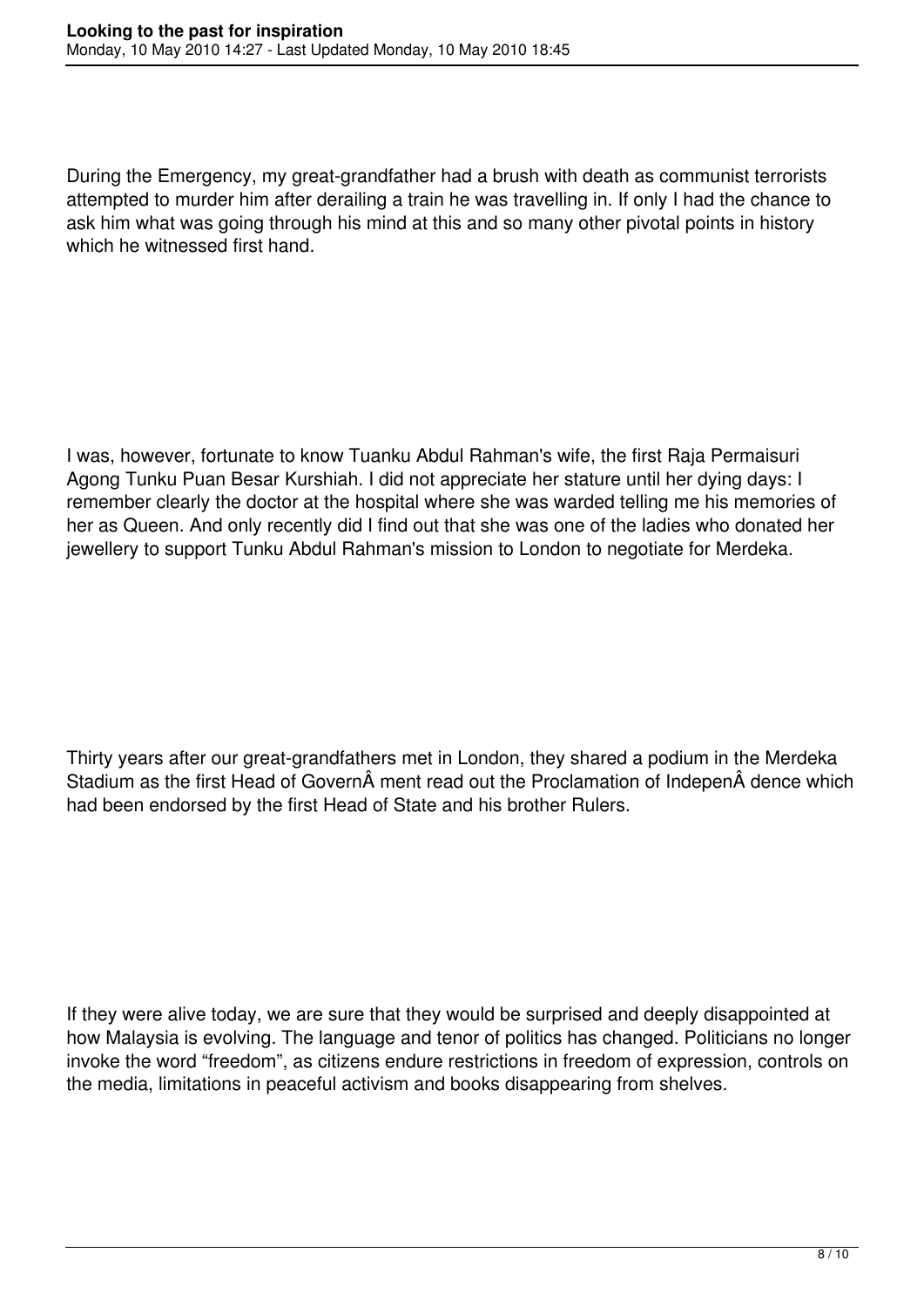During the Emergency, my great-grandfather had a brush with death as communist terrorists attempted to murder him after derailing a train he was travelling in. If only I had the chance to ask him what was going through his mind at this and so many other pivotal points in history which he witnessed first hand.

I was, however, fortunate to know Tuanku Abdul Rahman's wife, the first Raja Permaisuri Agong Tunku Puan Besar Kurshiah. I did not appreciate her stature until her dying days: I remember clearly the doctor at the hospital where she was warded telling me his memories of her as Queen. And only recently did I find out that she was one of the ladies who donated her jewellery to support Tunku Abdul Rahman's mission to London to negotiate for Merdeka.

Thirty years after our great-grandfathers met in London, they shared a podium in the Merdeka Stadium as the first Head of GovernÂ ment read out the Proclamation of IndepenÂ dence which had been endorsed by the first Head of State and his brother Rulers.

If they were alive today, we are sure that they would be surprised and deeply disappointed at how Malaysia is evolving. The language and tenor of politics has changed. Politicians no longer invoke the word "freedom", as citizens endure restrictions in freedom of expression, controls on the media, limitations in peaceful activism and books disappearing from shelves.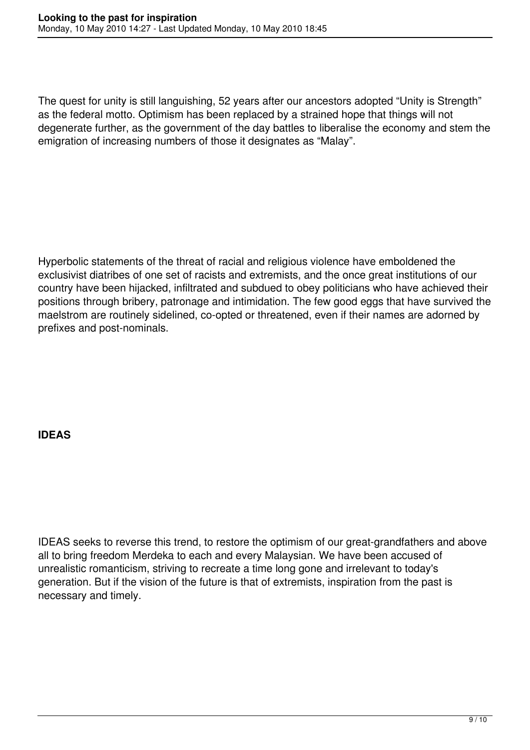The quest for unity is still languishing, 52 years after our ancestors adopted “Unity is Strength” as the federal motto. Optimism has been replaced by a strained hope that things will not degenerate further, as the government of the day battles to liberalise the economy and stem the emigration of increasing numbers of those it designates as “Malay”.

Hyperbolic statements of the threat of racial and religious violence have emboldened the exclusivist diatribes of one set of racists and extremists, and the once great institutions of our country have been hijacked, infiltrated and subdued to obey politicians who have achieved their positions through bribery, patronage and intimidation. The few good eggs that have survived the maelstrom are routinely sidelined, co-opted or threatened, even if their names are adorned by prefixes and post-nominals.

**IDEAS**

IDEAS seeks to reverse this trend, to restore the optimism of our great-grandfathers and above all to bring freedom Merdeka to each and every Malaysian. We have been accused of unrealistic romanticism, striving to recreate a time long gone and irrelevant to today's generation. But if the vision of the future is that of extremists, inspiration from the past is necessary and timely.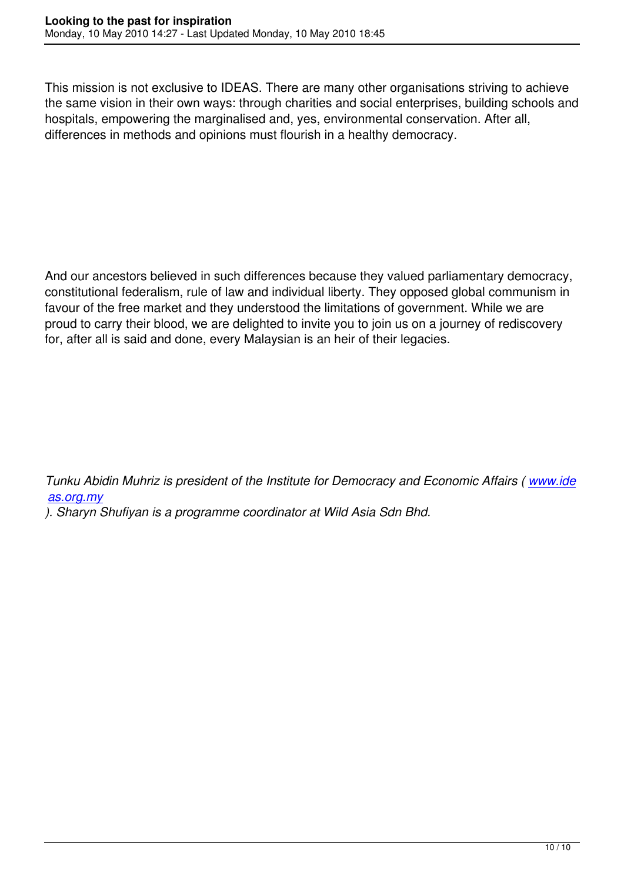This mission is not exclusive to IDEAS. There are many other organisations striving to achieve the same vision in their own ways: through charities and social enterprises, building schools and hospitals, empowering the marginalised and, yes, environmental conservation. After all, differences in methods and opinions must flourish in a healthy democracy.

And our ancestors believed in such differences because they valued parliamentary democracy, constitutional federalism, rule of law and individual liberty. They opposed global communism in favour of the free market and they understood the limitations of government. While we are proud to carry their blood, we are delighted to invite you to join us on a journey of rediscovery for, after all is said and done, every Malaysian is an heir of their legacies.

*Tunku Abidin Muhriz is president of the Institute for Democracy and Economic Affairs ( www.ideas.org.my ). Sharyn Shufiyan is a programme coordinator at Wild Asia Sdn Bhd.*